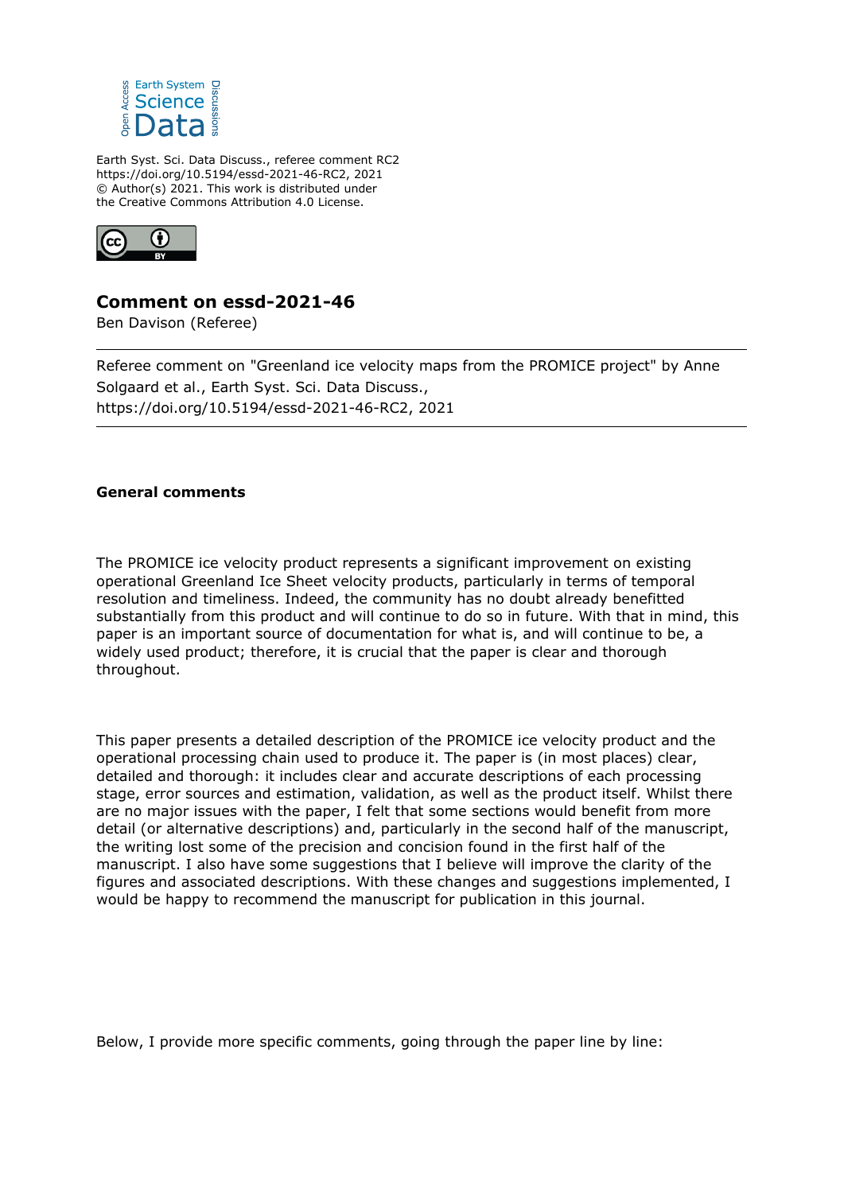Earth Syst. Sci. Data Discuss., referee comment RC2
https://doi.org/10.5194/essd-2021-46-RC2, 2021
© Author(s) 2021. This work is distributed under
the Creative Commons Attribution 4.0 License.

# Comment on essd-2021-46

Ben Davison (Referee)

---

Referee comment on "Greenland ice velocity maps from the PROMICE project" by Anne Solgaard et al., Earth Syst. Sci. Data Discuss., https://doi.org/10.5194/essd-2021-46-RC2, 2021

---

**General comments**

The PROMICE ice velocity product represents a significant improvement on existing operational Greenland Ice Sheet velocity products, particularly in terms of temporal resolution and timeliness. Indeed, the community has no doubt already benefitted substantially from this product and will continue to do so in future. With that in mind, this paper is an important source of documentation for what is, and will continue to be, a widely used product; therefore, it is crucial that the paper is clear and thorough throughout.

This paper presents a detailed description of the PROMICE ice velocity product and the operational processing chain used to produce it. The paper is (in most places) clear, detailed and thorough: it includes clear and accurate descriptions of each processing stage, error sources and estimation, validation, as well as the product itself. Whilst there are no major issues with the paper, I felt that some sections would benefit from more detail (or alternative descriptions) and, particularly in the second half of the manuscript, the writing lost some of the precision and concision found in the first half of the manuscript. I also have some suggestions that I believe will improve the clarity of the figures and associated descriptions. With these changes and suggestions implemented, I would be happy to recommend the manuscript for publication in this journal.

Below, I provide more specific comments, going through the paper line by line: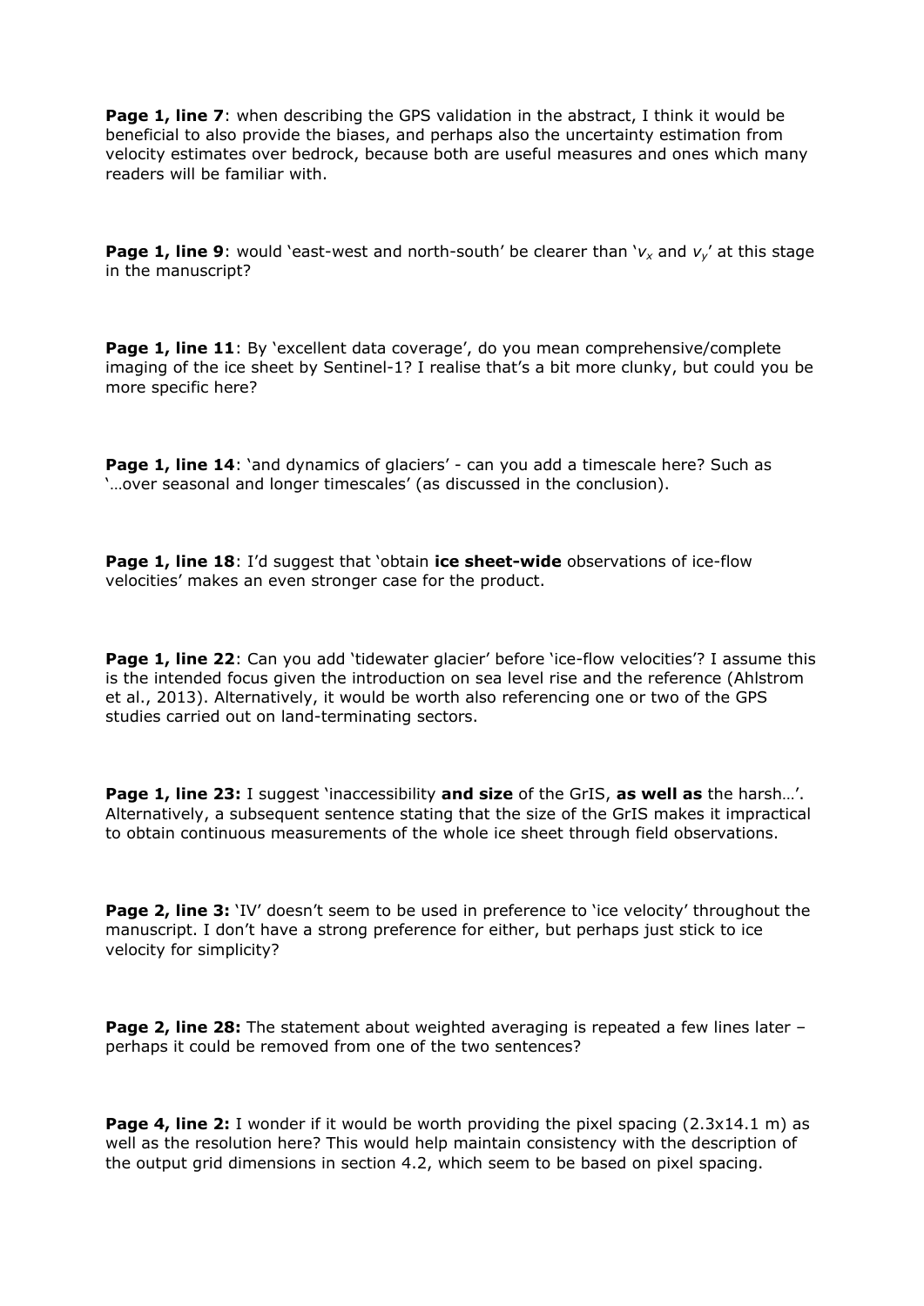**Page 1, line 7**: when describing the GPS validation in the abstract, I think it would be beneficial to also provide the biases, and perhaps also the uncertainty estimation from velocity estimates over bedrock, because both are useful measures and ones which many readers will be familiar with.

**Page 1, line 9**: would 'east-west and north-south' be clearer than '$v_x$ and $v_y$' at this stage in the manuscript?

**Page 1, line 11**: By 'excellent data coverage', do you mean comprehensive/complete imaging of the ice sheet by Sentinel-1? I realise that's a bit more clunky, but could you be more specific here?

**Page 1, line 14**: 'and dynamics of glaciers' - can you add a timescale here? Such as '…over seasonal and longer timescales' (as discussed in the conclusion).

**Page 1, line 18**: I'd suggest that 'obtain **ice sheet-wide** observations of ice-flow velocities' makes an even stronger case for the product.

**Page 1, line 22**: Can you add 'tidewater glacier' before 'ice-flow velocities'? I assume this is the intended focus given the introduction on sea level rise and the reference (Ahlstrom et al., 2013). Alternatively, it would be worth also referencing one or two of the GPS studies carried out on land-terminating sectors.

**Page 1, line 23:** I suggest 'inaccessibility **and size** of the GrIS, **as well as** the harsh…'. Alternatively, a subsequent sentence stating that the size of the GrIS makes it impractical to obtain continuous measurements of the whole ice sheet through field observations.

**Page 2, line 3:** 'IV' doesn't seem to be used in preference to 'ice velocity' throughout the manuscript. I don't have a strong preference for either, but perhaps just stick to ice velocity for simplicity?

**Page 2, line 28:** The statement about weighted averaging is repeated a few lines later – perhaps it could be removed from one of the two sentences?

**Page 4, line 2:** I wonder if it would be worth providing the pixel spacing (2.3x14.1 m) as well as the resolution here? This would help maintain consistency with the description of the output grid dimensions in section 4.2, which seem to be based on pixel spacing.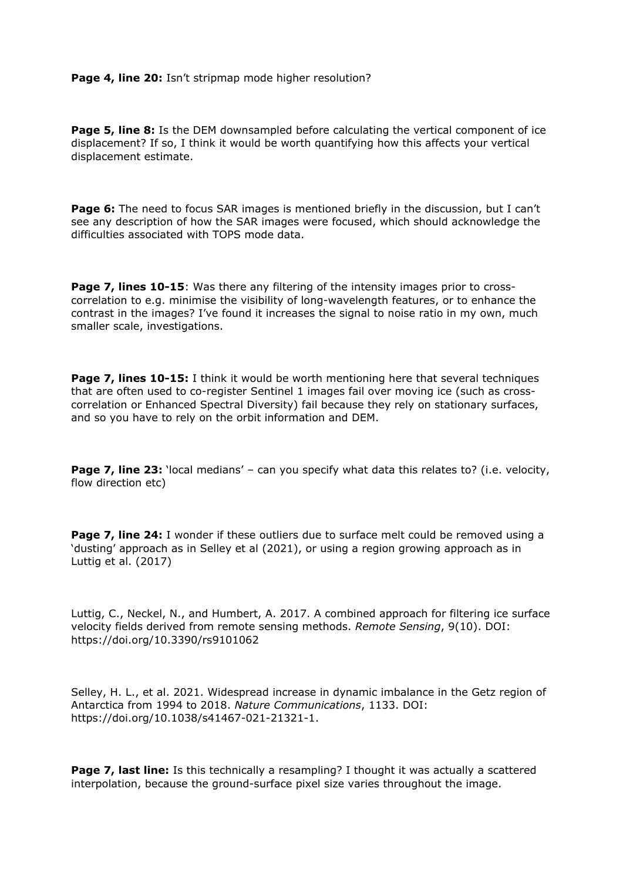**Page 4, line 20:** Isn't stripmap mode higher resolution?

**Page 5, line 8:** Is the DEM downsampled before calculating the vertical component of ice displacement? If so, I think it would be worth quantifying how this affects your vertical displacement estimate.

**Page 6:** The need to focus SAR images is mentioned briefly in the discussion, but I can't see any description of how the SAR images were focused, which should acknowledge the difficulties associated with TOPS mode data.

**Page 7, lines 10-15**: Was there any filtering of the intensity images prior to cross-correlation to e.g. minimise the visibility of long-wavelength features, or to enhance the contrast in the images? I've found it increases the signal to noise ratio in my own, much smaller scale, investigations.

**Page 7, lines 10-15:** I think it would be worth mentioning here that several techniques that are often used to co-register Sentinel 1 images fail over moving ice (such as cross-correlation or Enhanced Spectral Diversity) fail because they rely on stationary surfaces, and so you have to rely on the orbit information and DEM.

**Page 7, line 23:** 'local medians' – can you specify what data this relates to? (i.e. velocity, flow direction etc)

**Page 7, line 24:** I wonder if these outliers due to surface melt could be removed using a 'dusting' approach as in Selley et al (2021), or using a region growing approach as in Luttig et al. (2017)

Luttig, C., Neckel, N., and Humbert, A. 2017. A combined approach for filtering ice surface velocity fields derived from remote sensing methods. *Remote Sensing*, 9(10). DOI: https://doi.org/10.3390/rs9101062

Selley, H. L., et al. 2021. Widespread increase in dynamic imbalance in the Getz region of Antarctica from 1994 to 2018. *Nature Communications*, 1133. DOI: https://doi.org/10.1038/s41467-021-21321-1.

**Page 7, last line:** Is this technically a resampling? I thought it was actually a scattered interpolation, because the ground-surface pixel size varies throughout the image.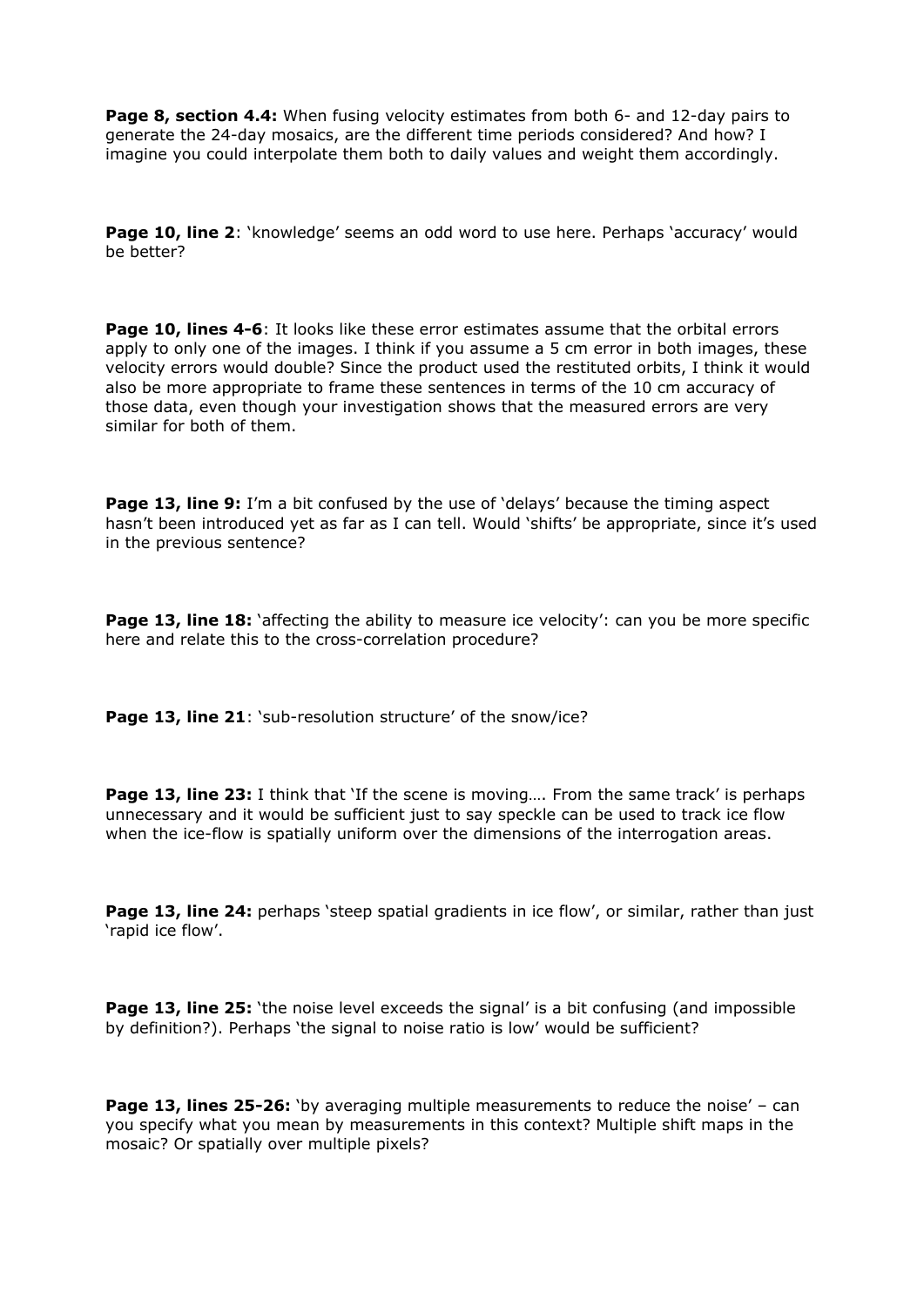**Page 8, section 4.4:** When fusing velocity estimates from both 6- and 12-day pairs to generate the 24-day mosaics, are the different time periods considered? And how? I imagine you could interpolate them both to daily values and weight them accordingly.

**Page 10, line 2**: 'knowledge' seems an odd word to use here. Perhaps 'accuracy' would be better?

**Page 10, lines 4-6**: It looks like these error estimates assume that the orbital errors apply to only one of the images. I think if you assume a 5 cm error in both images, these velocity errors would double? Since the product used the restituted orbits, I think it would also be more appropriate to frame these sentences in terms of the 10 cm accuracy of those data, even though your investigation shows that the measured errors are very similar for both of them.

**Page 13, line 9:** I'm a bit confused by the use of 'delays' because the timing aspect hasn't been introduced yet as far as I can tell. Would 'shifts' be appropriate, since it's used in the previous sentence?

**Page 13, line 18:** 'affecting the ability to measure ice velocity': can you be more specific here and relate this to the cross-correlation procedure?

**Page 13, line 21**: 'sub-resolution structure' of the snow/ice?

**Page 13, line 23:** I think that 'If the scene is moving…. From the same track' is perhaps unnecessary and it would be sufficient just to say speckle can be used to track ice flow when the ice-flow is spatially uniform over the dimensions of the interrogation areas.

**Page 13, line 24:** perhaps 'steep spatial gradients in ice flow', or similar, rather than just 'rapid ice flow'.

**Page 13, line 25:** 'the noise level exceeds the signal' is a bit confusing (and impossible by definition?). Perhaps 'the signal to noise ratio is low' would be sufficient?

**Page 13, lines 25-26:** 'by averaging multiple measurements to reduce the noise' – can you specify what you mean by measurements in this context? Multiple shift maps in the mosaic? Or spatially over multiple pixels?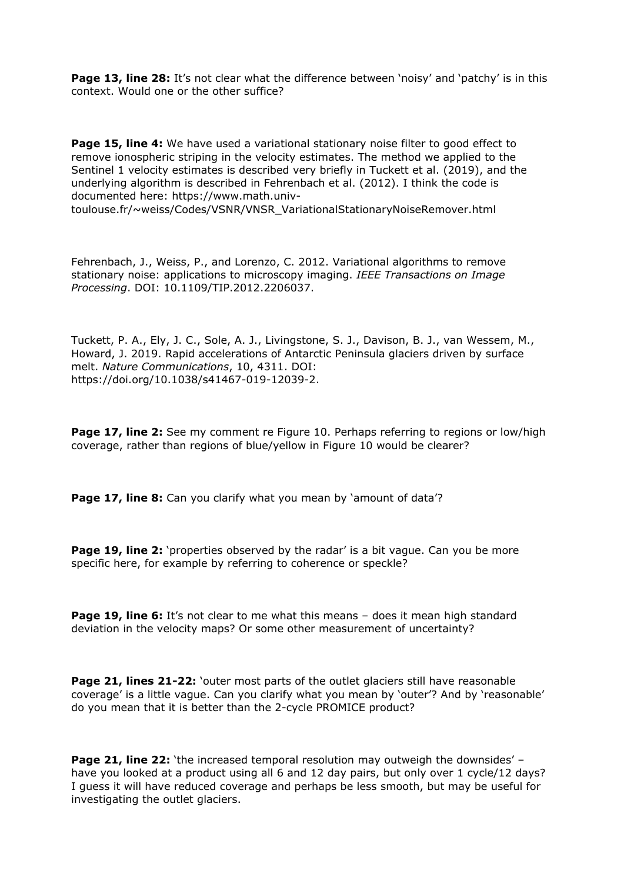**Page 13, line 28:** It's not clear what the difference between 'noisy' and 'patchy' is in this context. Would one or the other suffice?

**Page 15, line 4:** We have used a variational stationary noise filter to good effect to remove ionospheric striping in the velocity estimates. The method we applied to the Sentinel 1 velocity estimates is described very briefly in Tuckett et al. (2019), and the underlying algorithm is described in Fehrenbach et al. (2012). I think the code is documented here: https://www.math.univ-toulouse.fr/~weiss/Codes/VSNR/VNSR_VariationalStationaryNoiseRemover.html

Fehrenbach, J., Weiss, P., and Lorenzo, C. 2012. Variational algorithms to remove stationary noise: applications to microscopy imaging. *IEEE Transactions on Image Processing*. DOI: 10.1109/TIP.2012.2206037.

Tuckett, P. A., Ely, J. C., Sole, A. J., Livingstone, S. J., Davison, B. J., van Wessem, M., Howard, J. 2019. Rapid accelerations of Antarctic Peninsula glaciers driven by surface melt. *Nature Communications*, 10, 4311. DOI: https://doi.org/10.1038/s41467-019-12039-2.

**Page 17, line 2:** See my comment re Figure 10. Perhaps referring to regions or low/high coverage, rather than regions of blue/yellow in Figure 10 would be clearer?

**Page 17, line 8:** Can you clarify what you mean by 'amount of data'?

**Page 19, line 2:** 'properties observed by the radar' is a bit vague. Can you be more specific here, for example by referring to coherence or speckle?

**Page 19, line 6:** It's not clear to me what this means – does it mean high standard deviation in the velocity maps? Or some other measurement of uncertainty?

**Page 21, lines 21-22:** 'outer most parts of the outlet glaciers still have reasonable coverage' is a little vague. Can you clarify what you mean by 'outer'? And by 'reasonable' do you mean that it is better than the 2-cycle PROMICE product?

**Page 21, line 22:** 'the increased temporal resolution may outweigh the downsides' – have you looked at a product using all 6 and 12 day pairs, but only over 1 cycle/12 days? I guess it will have reduced coverage and perhaps be less smooth, but may be useful for investigating the outlet glaciers.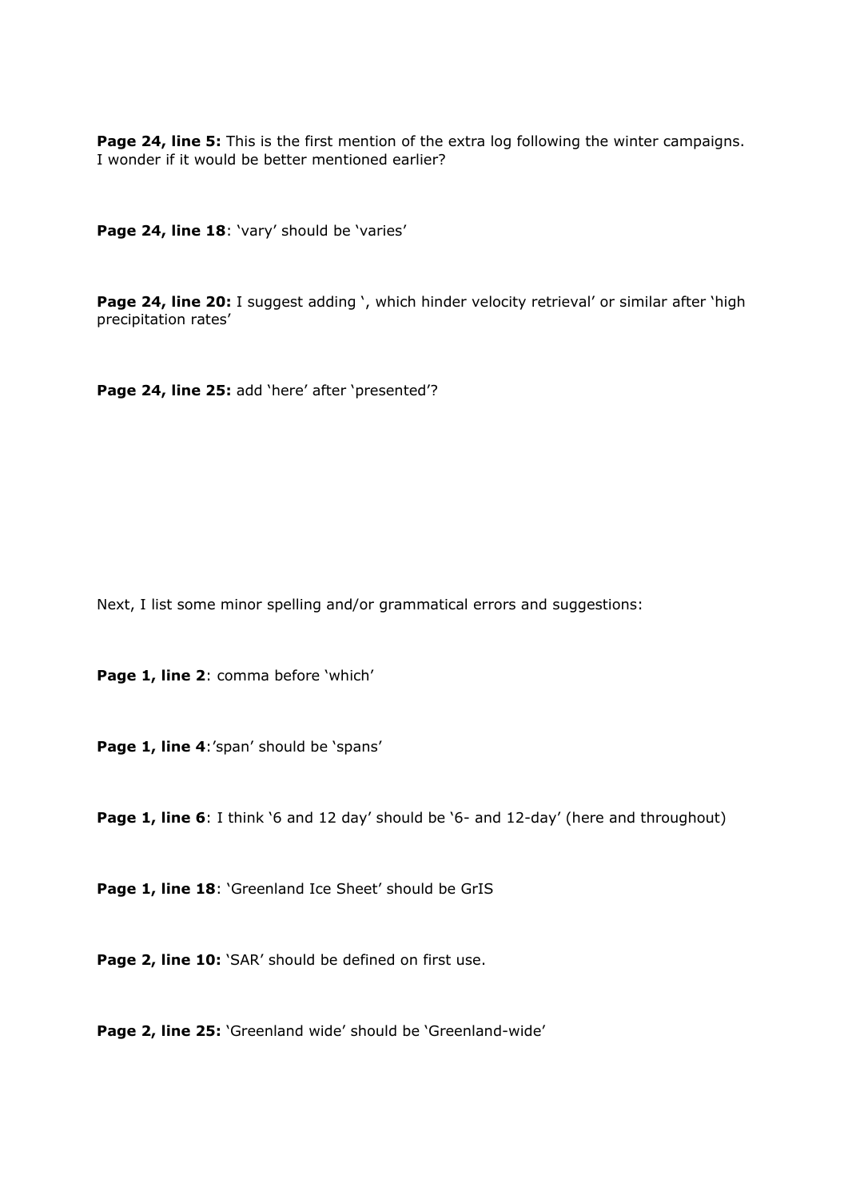**Page 24, line 5:** This is the first mention of the extra log following the winter campaigns. I wonder if it would be better mentioned earlier?

**Page 24, line 18**: 'vary' should be 'varies'

**Page 24, line 20:** I suggest adding ', which hinder velocity retrieval' or similar after 'high precipitation rates'

**Page 24, line 25:** add 'here' after 'presented'?

Next, I list some minor spelling and/or grammatical errors and suggestions:

**Page 1, line 2**: comma before 'which'

**Page 1, line 4**:'span' should be 'spans'

**Page 1, line 6**: I think '6 and 12 day' should be '6- and 12-day' (here and throughout)

**Page 1, line 18**: 'Greenland Ice Sheet' should be GrIS

**Page 2, line 10:** 'SAR' should be defined on first use.

**Page 2, line 25:** 'Greenland wide' should be 'Greenland-wide'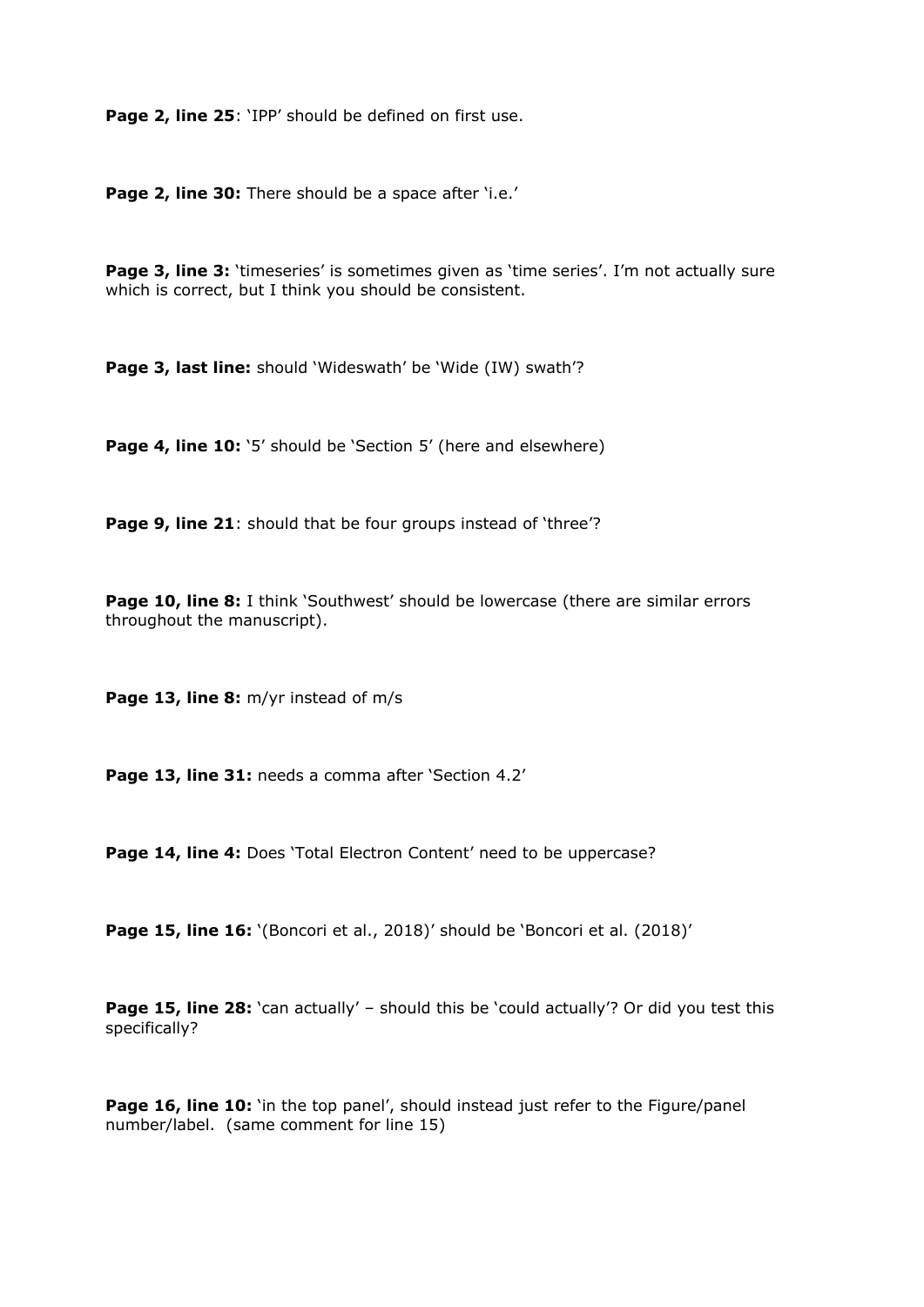**Page 2, line 25**: 'IPP' should be defined on first use.

**Page 2, line 30:** There should be a space after 'i.e.'

**Page 3, line 3:** 'timeseries' is sometimes given as 'time series'. I'm not actually sure which is correct, but I think you should be consistent.

**Page 3, last line:** should 'Wideswath' be 'Wide (IW) swath'?

**Page 4, line 10:** '5' should be 'Section 5' (here and elsewhere)

**Page 9, line 21**: should that be four groups instead of 'three'?

**Page 10, line 8:** I think 'Southwest' should be lowercase (there are similar errors throughout the manuscript).

**Page 13, line 8:** m/yr instead of m/s

**Page 13, line 31:** needs a comma after 'Section 4.2'

**Page 14, line 4:** Does 'Total Electron Content' need to be uppercase?

**Page 15, line 16:** '(Boncori et al., 2018)' should be 'Boncori et al. (2018)'

**Page 15, line 28:** 'can actually' – should this be 'could actually'? Or did you test this specifically?

**Page 16, line 10:** 'in the top panel', should instead just refer to the Figure/panel number/label. (same comment for line 15)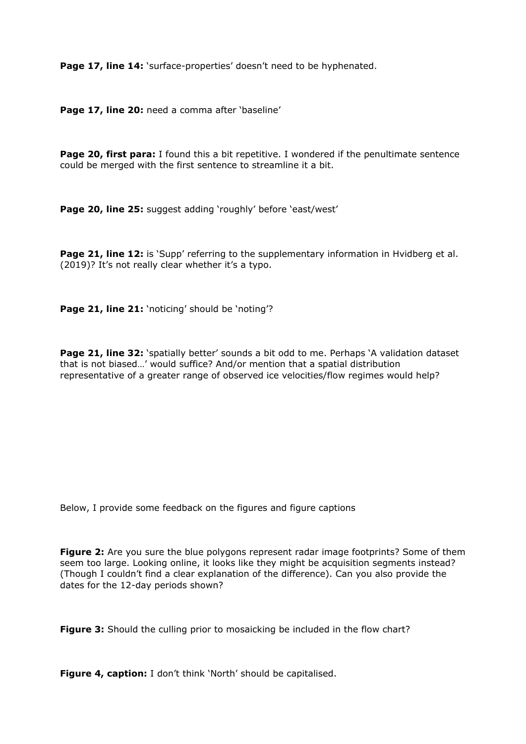**Page 17, line 14:** 'surface-properties' doesn't need to be hyphenated.

**Page 17, line 20:** need a comma after 'baseline'

**Page 20, first para:** I found this a bit repetitive. I wondered if the penultimate sentence could be merged with the first sentence to streamline it a bit.

**Page 20, line 25:** suggest adding 'roughly' before 'east/west'

**Page 21, line 12:** is 'Supp' referring to the supplementary information in Hvidberg et al. (2019)? It's not really clear whether it's a typo.

**Page 21, line 21:** 'noticing' should be 'noting'?

**Page 21, line 32:** 'spatially better' sounds a bit odd to me. Perhaps 'A validation dataset that is not biased…' would suffice? And/or mention that a spatial distribution representative of a greater range of observed ice velocities/flow regimes would help?

Below, I provide some feedback on the figures and figure captions

**Figure 2:** Are you sure the blue polygons represent radar image footprints? Some of them seem too large. Looking online, it looks like they might be acquisition segments instead? (Though I couldn't find a clear explanation of the difference). Can you also provide the dates for the 12-day periods shown?

**Figure 3:** Should the culling prior to mosaicking be included in the flow chart?

**Figure 4, caption:** I don't think 'North' should be capitalised.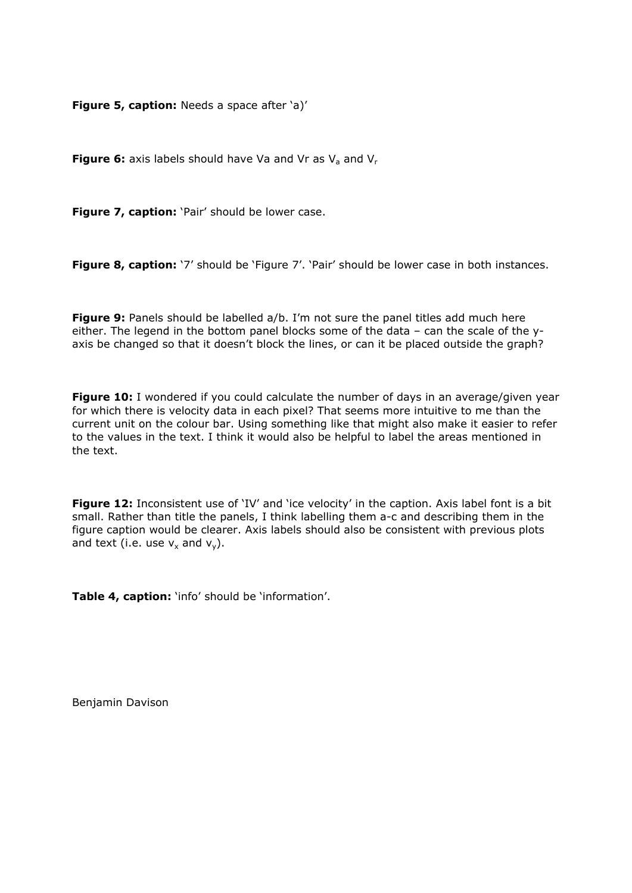**Figure 5, caption:** Needs a space after 'a)'

**Figure 6:** axis labels should have Va and Vr as $V_a$ and $V_r$

**Figure 7, caption:** 'Pair' should be lower case.

**Figure 8, caption:** '7' should be 'Figure 7'. 'Pair' should be lower case in both instances.

**Figure 9:** Panels should be labelled a/b. I'm not sure the panel titles add much here either. The legend in the bottom panel blocks some of the data – can the scale of the y-axis be changed so that it doesn't block the lines, or can it be placed outside the graph?

**Figure 10:** I wondered if you could calculate the number of days in an average/given year for which there is velocity data in each pixel? That seems more intuitive to me than the current unit on the colour bar. Using something like that might also make it easier to refer to the values in the text. I think it would also be helpful to label the areas mentioned in the text.

**Figure 12:** Inconsistent use of 'IV' and 'ice velocity' in the caption. Axis label font is a bit small. Rather than title the panels, I think labelling them a-c and describing them in the figure caption would be clearer. Axis labels should also be consistent with previous plots and text (i.e. use $v_x$ and $v_y$).

**Table 4, caption:** 'info' should be 'information'.

Benjamin Davison